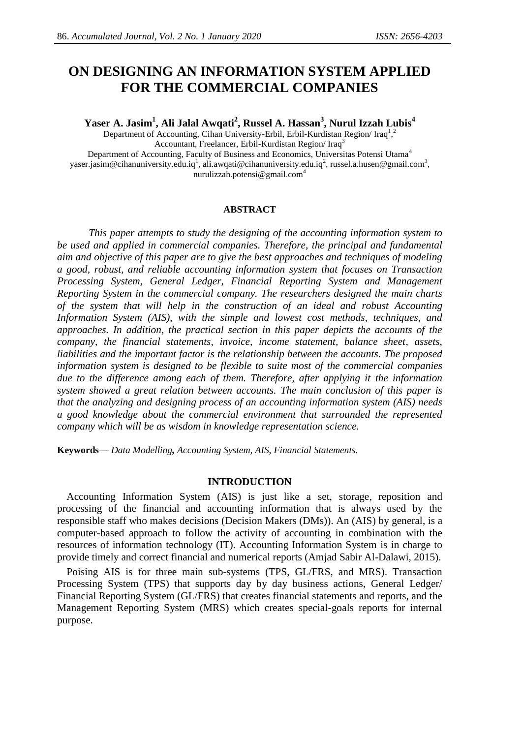# ON DESIGNING AN INFORMATION SYSTEM APPLIED FOR THE COMMERCIAL COMPANIES

**Yaser A. Jasim[1], Ali Jalal Awqati[2], Russel A. Hassan[3], Nurul Izzah Lubis[4]**

Department of Accounting, Cihan University-Erbil, Erbil-Kurdistan Region/ Iraq[1],[2]
Accountant, Freelancer, Erbil-Kurdistan Region/ Iraq[3]
Department of Accounting, Faculty of Business and Economics, Universitas Potensi Utama[4]
yaser.jasim@cihanuniversity.edu.iq[1], ali.awqati@cihanuniversity.edu.iq[2], russel.a.husen@gmail.com[3], nurulizzah.potensi@gmail.com[4]

## ABSTRACT

*This paper attempts to study the designing of the accounting information system to be used and applied in commercial companies. Therefore, the principal and fundamental aim and objective of this paper are to give the best approaches and techniques of modeling a good, robust, and reliable accounting information system that focuses on Transaction Processing System, General Ledger, Financial Reporting System and Management Reporting System in the commercial company. The researchers designed the main charts of the system that will help in the construction of an ideal and robust Accounting Information System (AIS), with the simple and lowest cost methods, techniques, and approaches. In addition, the practical section in this paper depicts the accounts of the company, the financial statements, invoice, income statement, balance sheet, assets, liabilities and the important factor is the relationship between the accounts. The proposed information system is designed to be flexible to suite most of the commercial companies due to the difference among each of them. Therefore, after applying it the information system showed a great relation between accounts. The main conclusion of this paper is that the analyzing and designing process of an accounting information system (AIS) needs a good knowledge about the commercial environment that surrounded the represented company which will be as wisdom in knowledge representation science.*

**Keywords—** *Data Modelling**,** Accounting System, AIS, Financial Statements.*

## INTRODUCTION

Accounting Information System (AIS) is just like a set, storage, reposition and processing of the financial and accounting information that is always used by the responsible staff who makes decisions (Decision Makers (DMs)). An (AIS) by general, is a computer-based approach to follow the activity of accounting in combination with the resources of information technology (IT). Accounting Information System is in charge to provide timely and correct financial and numerical reports (Amjad Sabir Al-Dalawi, 2015).

Poising AIS is for three main sub-systems (TPS, GL/FRS, and MRS). Transaction Processing System (TPS) that supports day by day business actions, General Ledger/ Financial Reporting System (GL/FRS) that creates financial statements and reports, and the Management Reporting System (MRS) which creates special-goals reports for internal purpose.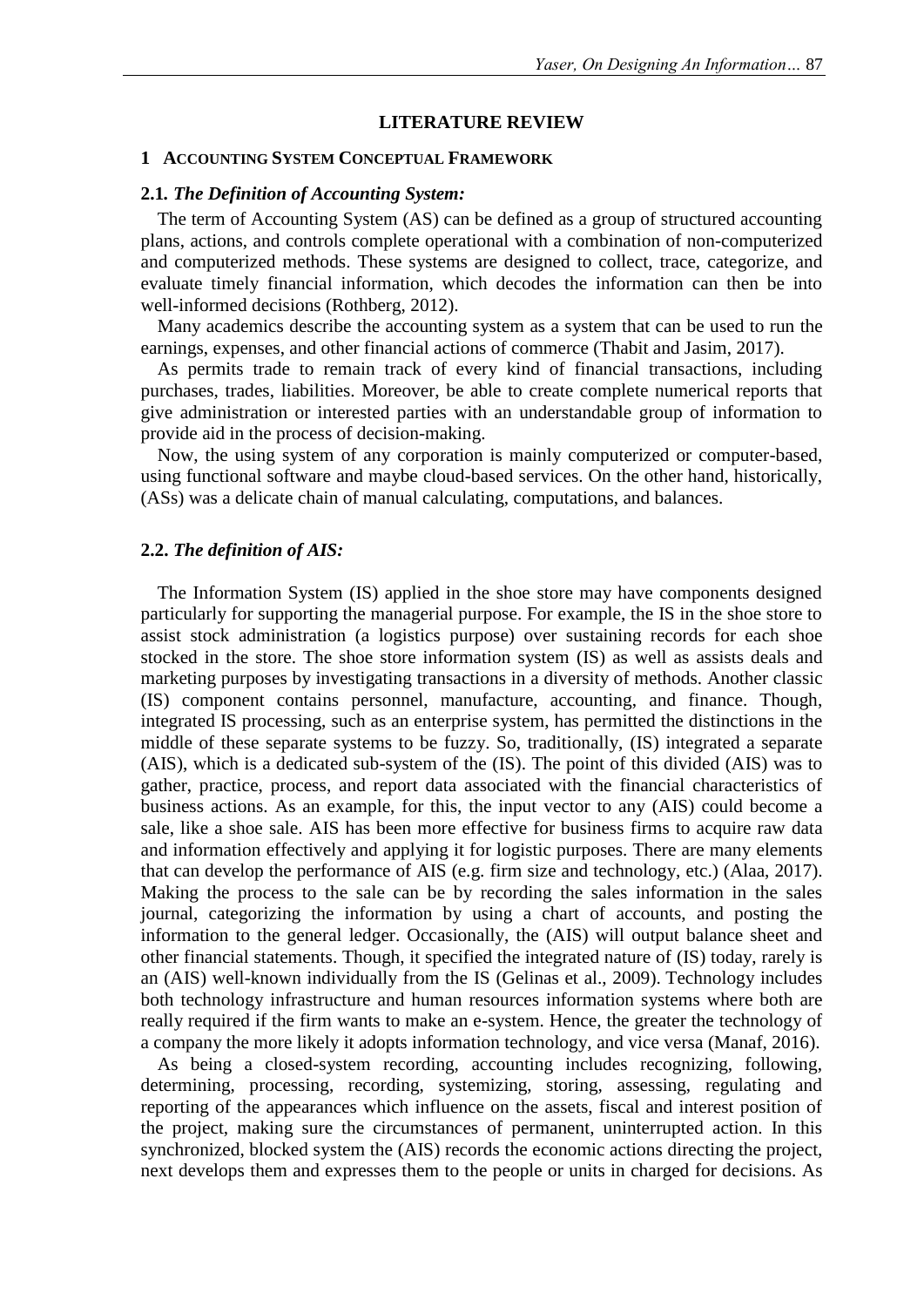## LITERATURE REVIEW

### 1 ACCOUNTING SYSTEM CONCEPTUAL FRAMEWORK

#### 2.1. *The Definition of Accounting System:*

The term of Accounting System (AS) can be defined as a group of structured accounting plans, actions, and controls complete operational with a combination of non-computerized and computerized methods. These systems are designed to collect, trace, categorize, and evaluate timely financial information, which decodes the information can then be into well-informed decisions (Rothberg, 2012).

Many academics describe the accounting system as a system that can be used to run the earnings, expenses, and other financial actions of commerce (Thabit and Jasim, 2017).

As permits trade to remain track of every kind of financial transactions, including purchases, trades, liabilities. Moreover, be able to create complete numerical reports that give administration or interested parties with an understandable group of information to provide aid in the process of decision-making.

Now, the using system of any corporation is mainly computerized or computer-based, using functional software and maybe cloud-based services. On the other hand, historically, (ASs) was a delicate chain of manual calculating, computations, and balances.

#### 2.2. *The definition of AIS:*

The Information System (IS) applied in the shoe store may have components designed particularly for supporting the managerial purpose. For example, the IS in the shoe store to assist stock administration (a logistics purpose) over sustaining records for each shoe stocked in the store. The shoe store information system (IS) as well as assists deals and marketing purposes by investigating transactions in a diversity of methods. Another classic (IS) component contains personnel, manufacture, accounting, and finance. Though, integrated IS processing, such as an enterprise system, has permitted the distinctions in the middle of these separate systems to be fuzzy. So, traditionally, (IS) integrated a separate (AIS), which is a dedicated sub-system of the (IS). The point of this divided (AIS) was to gather, practice, process, and report data associated with the financial characteristics of business actions. As an example, for this, the input vector to any (AIS) could become a sale, like a shoe sale. AIS has been more effective for business firms to acquire raw data and information effectively and applying it for logistic purposes. There are many elements that can develop the performance of AIS (e.g. firm size and technology, etc.) (Alaa, 2017). Making the process to the sale can be by recording the sales information in the sales journal, categorizing the information by using a chart of accounts, and posting the information to the general ledger. Occasionally, the (AIS) will output balance sheet and other financial statements. Though, it specified the integrated nature of (IS) today, rarely is an (AIS) well-known individually from the IS (Gelinas et al., 2009). Technology includes both technology infrastructure and human resources information systems where both are really required if the firm wants to make an e-system. Hence, the greater the technology of a company the more likely it adopts information technology, and vice versa (Manaf, 2016).

As being a closed-system recording, accounting includes recognizing, following, determining, processing, recording, systemizing, storing, assessing, regulating and reporting of the appearances which influence on the assets, fiscal and interest position of the project, making sure the circumstances of permanent, uninterrupted action. In this synchronized, blocked system the (AIS) records the economic actions directing the project, next develops them and expresses them to the people or units in charged for decisions. As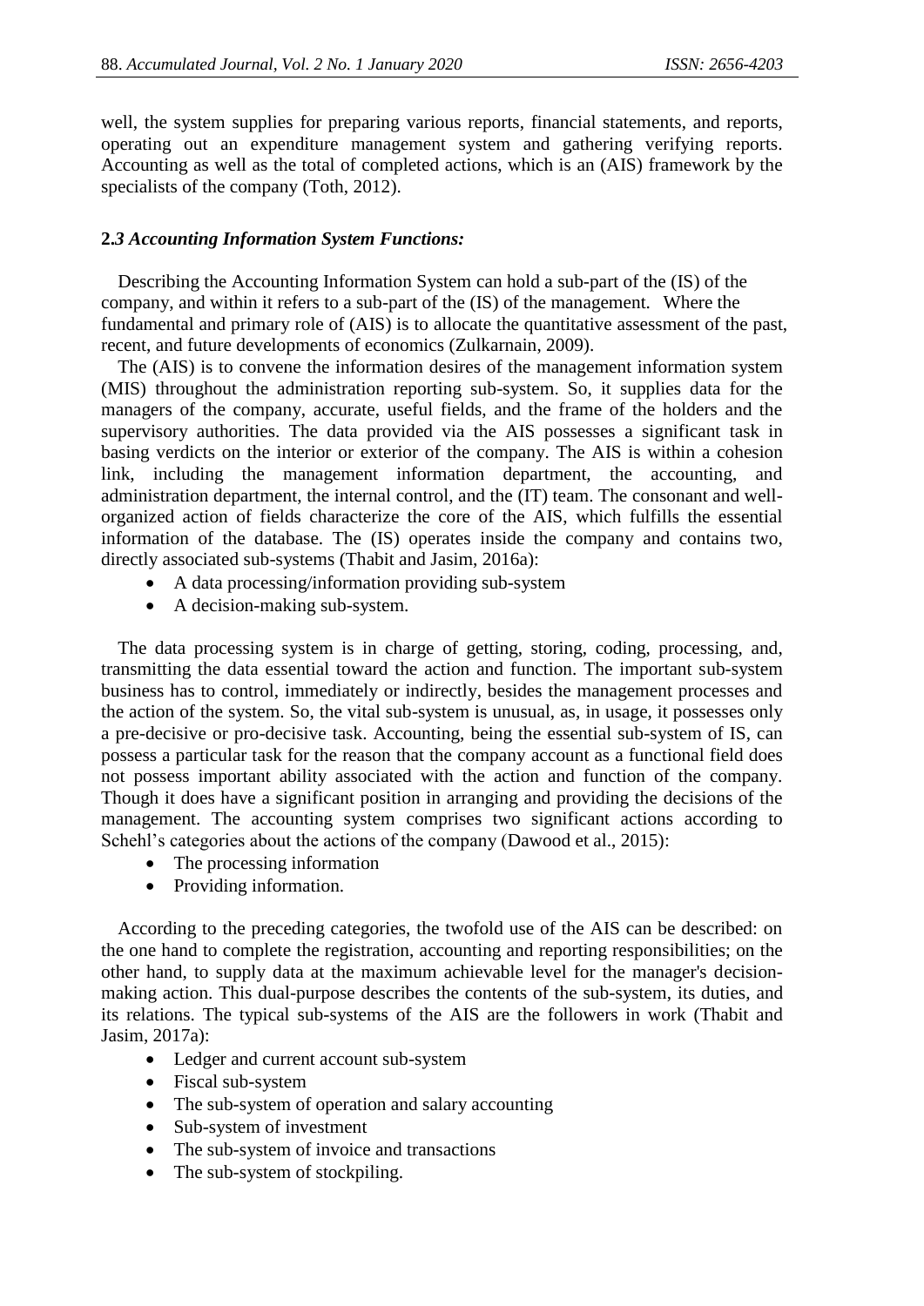well, the system supplies for preparing various reports, financial statements, and reports, operating out an expenditure management system and gathering verifying reports. Accounting as well as the total of completed actions, which is an (AIS) framework by the specialists of the company (Toth, 2012).

### **2.3 *Accounting Information System Functions:***

Describing the Accounting Information System can hold a sub-part of the (IS) of the company, and within it refers to a sub-part of the (IS) of the management. Where the fundamental and primary role of (AIS) is to allocate the quantitative assessment of the past, recent, and future developments of economics (Zulkarnain, 2009).

The (AIS) is to convene the information desires of the management information system (MIS) throughout the administration reporting sub-system. So, it supplies data for the managers of the company, accurate, useful fields, and the frame of the holders and the supervisory authorities. The data provided via the AIS possesses a significant task in basing verdicts on the interior or exterior of the company. The AIS is within a cohesion link, including the management information department, the accounting, and administration department, the internal control, and the (IT) team. The consonant and well-organized action of fields characterize the core of the AIS, which fulfills the essential information of the database. The (IS) operates inside the company and contains two, directly associated sub-systems (Thabit and Jasim, 2016a):

- A data processing/information providing sub-system
- A decision-making sub-system.

The data processing system is in charge of getting, storing, coding, processing, and, transmitting the data essential toward the action and function. The important sub-system business has to control, immediately or indirectly, besides the management processes and the action of the system. So, the vital sub-system is unusual, as, in usage, it possesses only a pre-decisive or pro-decisive task. Accounting, being the essential sub-system of IS, can possess a particular task for the reason that the company account as a functional field does not possess important ability associated with the action and function of the company. Though it does have a significant position in arranging and providing the decisions of the management. The accounting system comprises two significant actions according to Schehl's categories about the actions of the company (Dawood et al., 2015):

- The processing information
- Providing information.

According to the preceding categories, the twofold use of the AIS can be described: on the one hand to complete the registration, accounting and reporting responsibilities; on the other hand, to supply data at the maximum achievable level for the manager's decision-making action. This dual-purpose describes the contents of the sub-system, its duties, and its relations. The typical sub-systems of the AIS are the followers in work (Thabit and Jasim, 2017a):

- Ledger and current account sub-system
- Fiscal sub-system
- The sub-system of operation and salary accounting
- Sub-system of investment
- The sub-system of invoice and transactions
- The sub-system of stockpiling.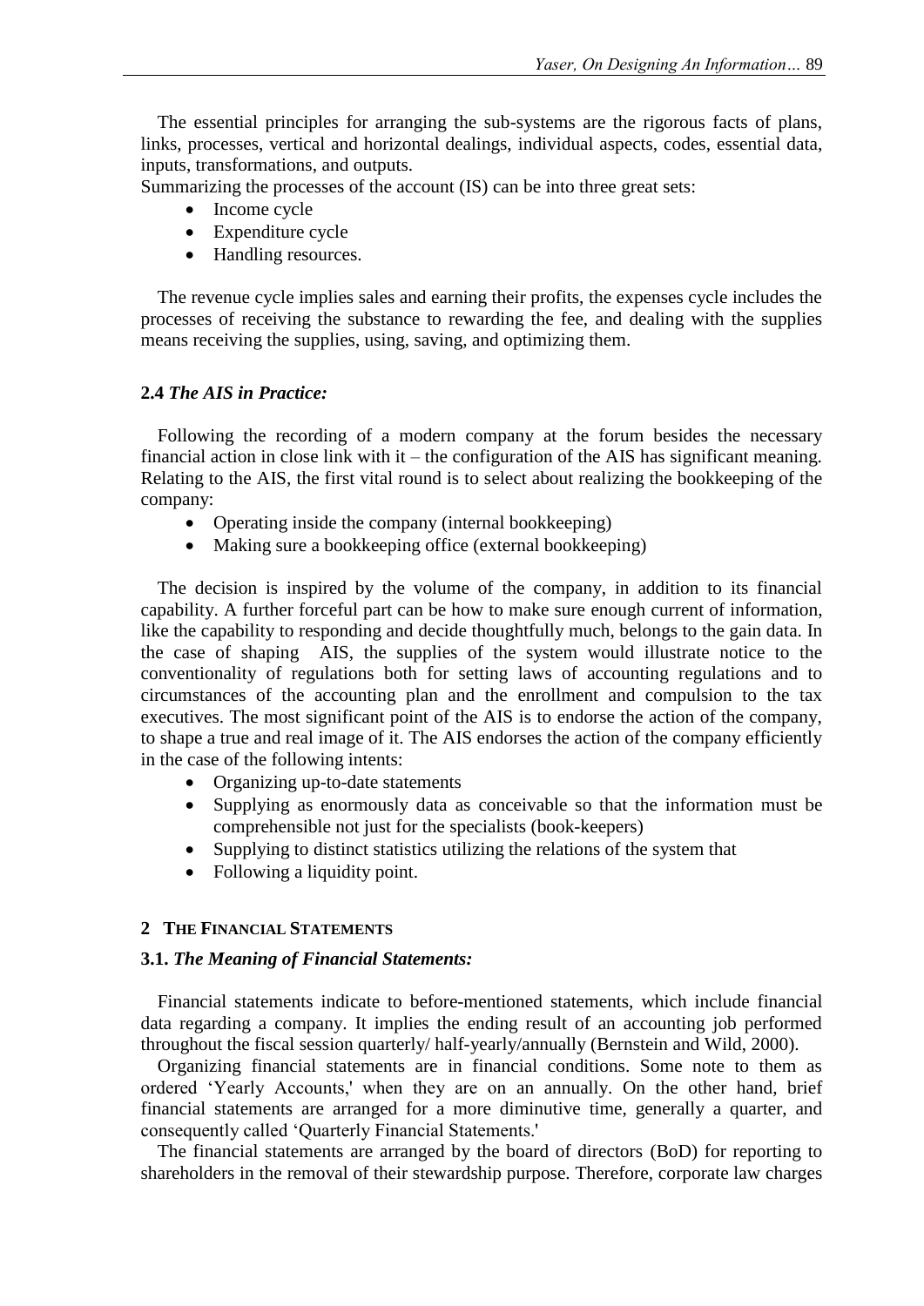The essential principles for arranging the sub-systems are the rigorous facts of plans, links, processes, vertical and horizontal dealings, individual aspects, codes, essential data, inputs, transformations, and outputs.

Summarizing the processes of the account (IS) can be into three great sets:

- Income cycle
- Expenditure cycle
- Handling resources.

The revenue cycle implies sales and earning their profits, the expenses cycle includes the processes of receiving the substance to rewarding the fee, and dealing with the supplies means receiving the supplies, using, saving, and optimizing them.

### 2.4 *The AIS in Practice:*

Following the recording of a modern company at the forum besides the necessary financial action in close link with it – the configuration of the AIS has significant meaning. Relating to the AIS, the first vital round is to select about realizing the bookkeeping of the company:

- Operating inside the company (internal bookkeeping)
- Making sure a bookkeeping office (external bookkeeping)

The decision is inspired by the volume of the company, in addition to its financial capability. A further forceful part can be how to make sure enough current of information, like the capability to responding and decide thoughtfully much, belongs to the gain data. In the case of shaping AIS, the supplies of the system would illustrate notice to the conventionality of regulations both for setting laws of accounting regulations and to circumstances of the accounting plan and the enrollment and compulsion to the tax executives. The most significant point of the AIS is to endorse the action of the company, to shape a true and real image of it. The AIS endorses the action of the company efficiently in the case of the following intents:

- Organizing up-to-date statements
- Supplying as enormously data as conceivable so that the information must be comprehensible not just for the specialists (book-keepers)
- Supplying to distinct statistics utilizing the relations of the system that
- Following a liquidity point.

## 2 The Financial Statements

### 3.1. *The Meaning of Financial Statements:*

Financial statements indicate to before-mentioned statements, which include financial data regarding a company. It implies the ending result of an accounting job performed throughout the fiscal session quarterly/ half-yearly/annually (Bernstein and Wild, 2000).

Organizing financial statements are in financial conditions. Some note to them as ordered 'Yearly Accounts,' when they are on an annually. On the other hand, brief financial statements are arranged for a more diminutive time, generally a quarter, and consequently called 'Quarterly Financial Statements.'

The financial statements are arranged by the board of directors (BoD) for reporting to shareholders in the removal of their stewardship purpose. Therefore, corporate law charges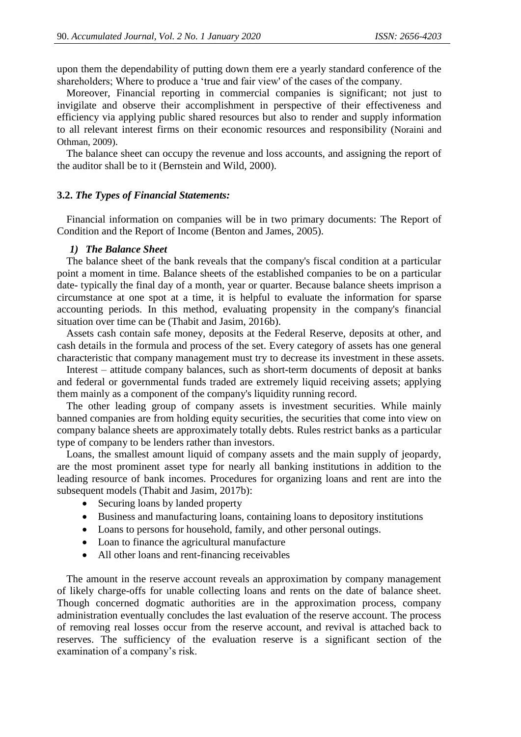upon them the dependability of putting down them ere a yearly standard conference of the shareholders; Where to produce a 'true and fair view' of the cases of the company.

Moreover, Financial reporting in commercial companies is significant; not just to invigilate and observe their accomplishment in perspective of their effectiveness and efficiency via applying public shared resources but also to render and supply information to all relevant interest firms on their economic resources and responsibility (Noraini and Othman, 2009).

The balance sheet can occupy the revenue and loss accounts, and assigning the report of the auditor shall be to it (Bernstein and Wild, 2000).

### 3.2. *The Types of Financial Statements:*

Financial information on companies will be in two primary documents: The Report of Condition and the Report of Income (Benton and James, 2005).

#### *1) The Balance Sheet*

The balance sheet of the bank reveals that the company's fiscal condition at a particular point a moment in time. Balance sheets of the established companies to be on a particular date- typically the final day of a month, year or quarter. Because balance sheets imprison a circumstance at one spot at a time, it is helpful to evaluate the information for sparse accounting periods. In this method, evaluating propensity in the company's financial situation over time can be (Thabit and Jasim, 2016b).

Assets cash contain safe money, deposits at the Federal Reserve, deposits at other, and cash details in the formula and process of the set. Every category of assets has one general characteristic that company management must try to decrease its investment in these assets.

Interest – attitude company balances, such as short-term documents of deposit at banks and federal or governmental funds traded are extremely liquid receiving assets; applying them mainly as a component of the company's liquidity running record.

The other leading group of company assets is investment securities. While mainly banned companies are from holding equity securities, the securities that come into view on company balance sheets are approximately totally debts. Rules restrict banks as a particular type of company to be lenders rather than investors.

Loans, the smallest amount liquid of company assets and the main supply of jeopardy, are the most prominent asset type for nearly all banking institutions in addition to the leading resource of bank incomes. Procedures for organizing loans and rent are into the subsequent models (Thabit and Jasim, 2017b):

- Securing loans by landed property
- Business and manufacturing loans, containing loans to depository institutions
- Loans to persons for household, family, and other personal outings.
- Loan to finance the agricultural manufacture
- All other loans and rent-financing receivables

The amount in the reserve account reveals an approximation by company management of likely charge-offs for unable collecting loans and rents on the date of balance sheet. Though concerned dogmatic authorities are in the approximation process, company administration eventually concludes the last evaluation of the reserve account. The process of removing real losses occur from the reserve account, and revival is attached back to reserves. The sufficiency of the evaluation reserve is a significant section of the examination of a company's risk.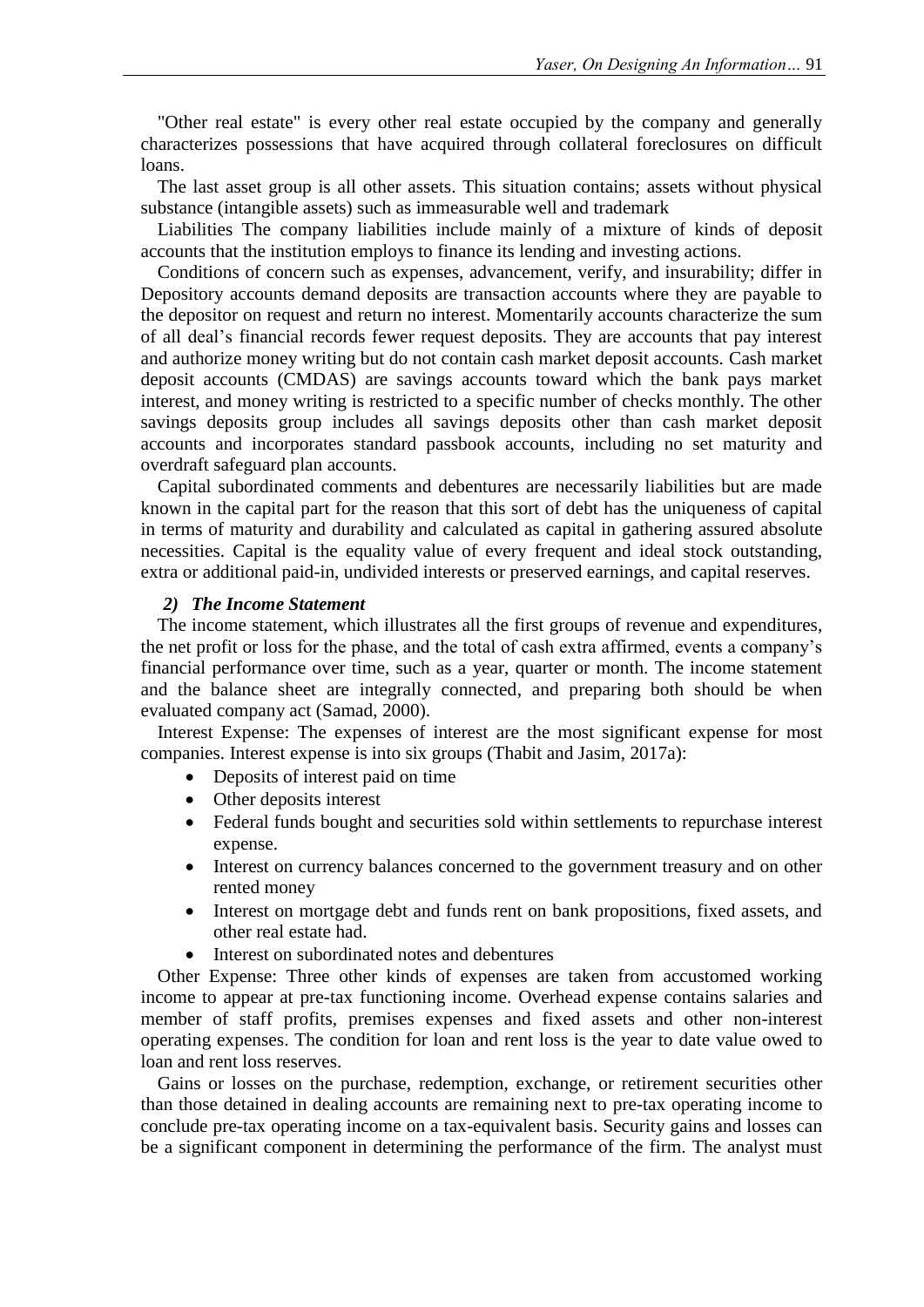"Other real estate" is every other real estate occupied by the company and generally characterizes possessions that have acquired through collateral foreclosures on difficult loans.

The last asset group is all other assets. This situation contains; assets without physical substance (intangible assets) such as immeasurable well and trademark

Liabilities The company liabilities include mainly of a mixture of kinds of deposit accounts that the institution employs to finance its lending and investing actions.

Conditions of concern such as expenses, advancement, verify, and insurability; differ in Depository accounts demand deposits are transaction accounts where they are payable to the depositor on request and return no interest. Momentarily accounts characterize the sum of all deal's financial records fewer request deposits. They are accounts that pay interest and authorize money writing but do not contain cash market deposit accounts. Cash market deposit accounts (CMDAS) are savings accounts toward which the bank pays market interest, and money writing is restricted to a specific number of checks monthly. The other savings deposits group includes all savings deposits other than cash market deposit accounts and incorporates standard passbook accounts, including no set maturity and overdraft safeguard plan accounts.

Capital subordinated comments and debentures are necessarily liabilities but are made known in the capital part for the reason that this sort of debt has the uniqueness of capital in terms of maturity and durability and calculated as capital in gathering assured absolute necessities. Capital is the equality value of every frequent and ideal stock outstanding, extra or additional paid-in, undivided interests or preserved earnings, and capital reserves.

### *2) The Income Statement*

The income statement, which illustrates all the first groups of revenue and expenditures, the net profit or loss for the phase, and the total of cash extra affirmed, events a company's financial performance over time, such as a year, quarter or month. The income statement and the balance sheet are integrally connected, and preparing both should be when evaluated company act (Samad, 2000).

Interest Expense: The expenses of interest are the most significant expense for most companies. Interest expense is into six groups (Thabit and Jasim, 2017a):

- Deposits of interest paid on time
- Other deposits interest
- Federal funds bought and securities sold within settlements to repurchase interest expense.
- Interest on currency balances concerned to the government treasury and on other rented money
- Interest on mortgage debt and funds rent on bank propositions, fixed assets, and other real estate had.
- Interest on subordinated notes and debentures

Other Expense: Three other kinds of expenses are taken from accustomed working income to appear at pre-tax functioning income. Overhead expense contains salaries and member of staff profits, premises expenses and fixed assets and other non-interest operating expenses. The condition for loan and rent loss is the year to date value owed to loan and rent loss reserves.

Gains or losses on the purchase, redemption, exchange, or retirement securities other than those detained in dealing accounts are remaining next to pre-tax operating income to conclude pre-tax operating income on a tax-equivalent basis. Security gains and losses can be a significant component in determining the performance of the firm. The analyst must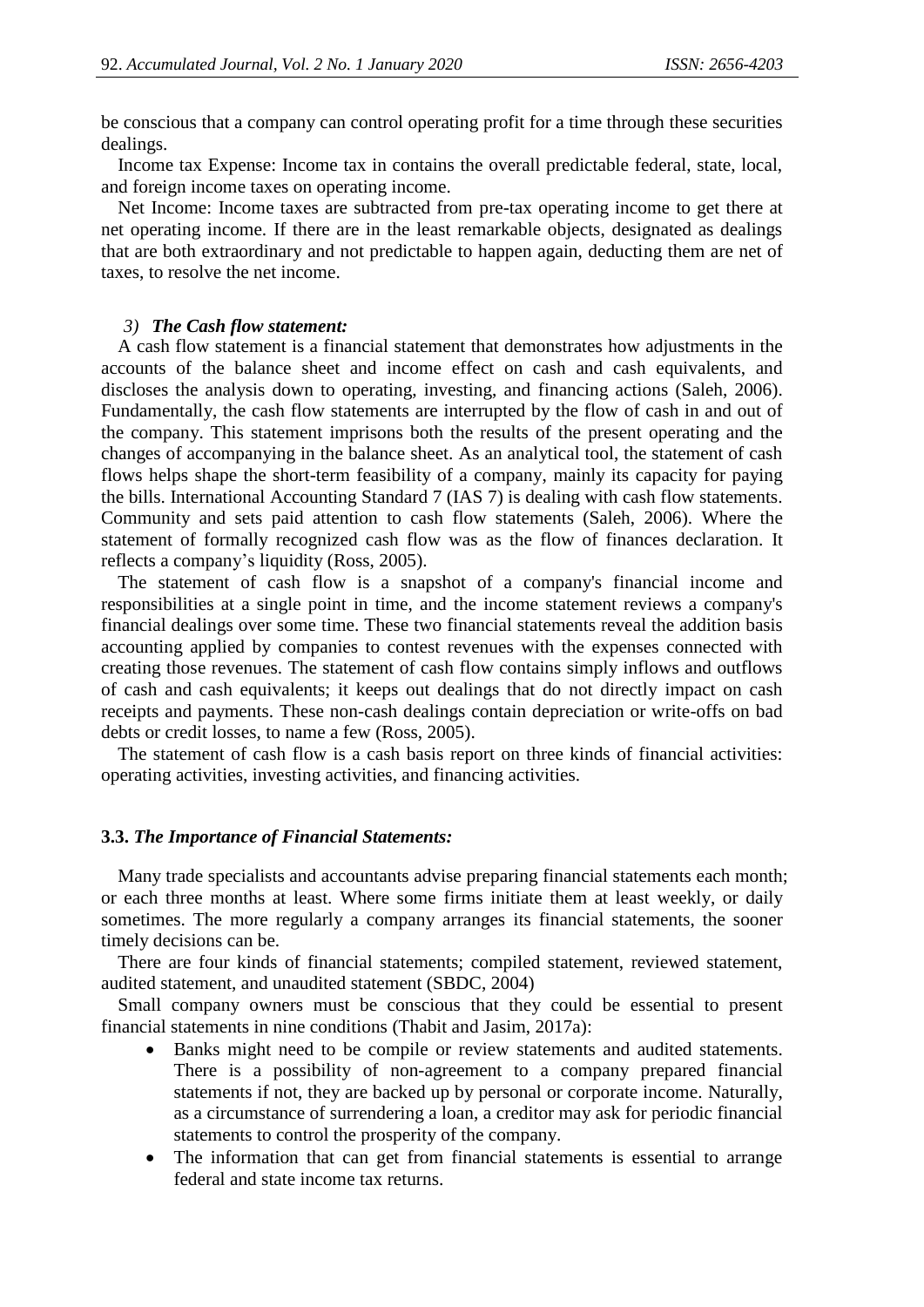be conscious that a company can control operating profit for a time through these securities dealings.

Income tax Expense: Income tax in contains the overall predictable federal, state, local, and foreign income taxes on operating income.

Net Income: Income taxes are subtracted from pre-tax operating income to get there at net operating income. If there are in the least remarkable objects, designated as dealings that are both extraordinary and not predictable to happen again, deducting them are net of taxes, to resolve the net income.

#### *3) The Cash flow statement:*

A cash flow statement is a financial statement that demonstrates how adjustments in the accounts of the balance sheet and income effect on cash and cash equivalents, and discloses the analysis down to operating, investing, and financing actions (Saleh, 2006). Fundamentally, the cash flow statements are interrupted by the flow of cash in and out of the company. This statement imprisons both the results of the present operating and the changes of accompanying in the balance sheet. As an analytical tool, the statement of cash flows helps shape the short-term feasibility of a company, mainly its capacity for paying the bills. International Accounting Standard 7 (IAS 7) is dealing with cash flow statements. Community and sets paid attention to cash flow statements (Saleh, 2006). Where the statement of formally recognized cash flow was as the flow of finances declaration. It reflects a company's liquidity (Ross, 2005).

The statement of cash flow is a snapshot of a company's financial income and responsibilities at a single point in time, and the income statement reviews a company's financial dealings over some time. These two financial statements reveal the addition basis accounting applied by companies to contest revenues with the expenses connected with creating those revenues. The statement of cash flow contains simply inflows and outflows of cash and cash equivalents; it keeps out dealings that do not directly impact on cash receipts and payments. These non-cash dealings contain depreciation or write-offs on bad debts or credit losses, to name a few (Ross, 2005).

The statement of cash flow is a cash basis report on three kinds of financial activities: operating activities, investing activities, and financing activities.

### **3.3.** ***The Importance of Financial Statements:***

Many trade specialists and accountants advise preparing financial statements each month; or each three months at least. Where some firms initiate them at least weekly, or daily sometimes. The more regularly a company arranges its financial statements, the sooner timely decisions can be.

There are four kinds of financial statements; compiled statement, reviewed statement, audited statement, and unaudited statement (SBDC, 2004)

Small company owners must be conscious that they could be essential to present financial statements in nine conditions (Thabit and Jasim, 2017a):

- Banks might need to be compile or review statements and audited statements. There is a possibility of non-agreement to a company prepared financial statements if not, they are backed up by personal or corporate income. Naturally, as a circumstance of surrendering a loan, a creditor may ask for periodic financial statements to control the prosperity of the company.
- The information that can get from financial statements is essential to arrange federal and state income tax returns.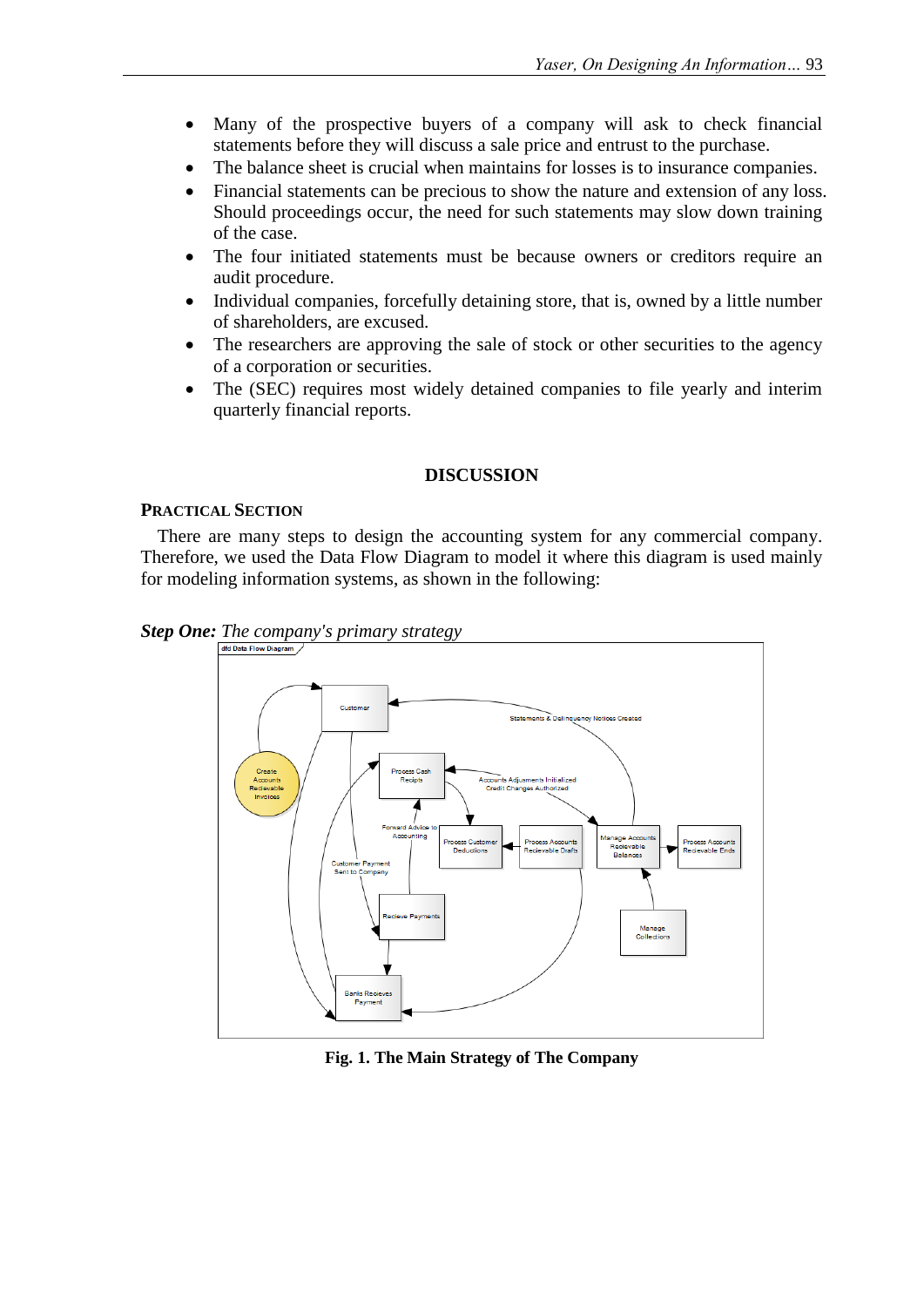- Many of the prospective buyers of a company will ask to check financial statements before they will discuss a sale price and entrust to the purchase.
- The balance sheet is crucial when maintains for losses is to insurance companies.
- Financial statements can be precious to show the nature and extension of any loss. Should proceedings occur, the need for such statements may slow down training of the case.
- The four initiated statements must be because owners or creditors require an audit procedure.
- Individual companies, forcefully detaining store, that is, owned by a little number of shareholders, are excused.
- The researchers are approving the sale of stock or other securities to the agency of a corporation or securities.
- The (SEC) requires most widely detained companies to file yearly and interim quarterly financial reports.

## DISCUSSION

### PRACTICAL SECTION

There are many steps to design the accounting system for any commercial company. Therefore, we used the Data Flow Diagram to model it where this diagram is used mainly for modeling information systems, as shown in the following:

***Step One:*** *The company's primary strategy*

**Fig. 1. The Main Strategy of The Company**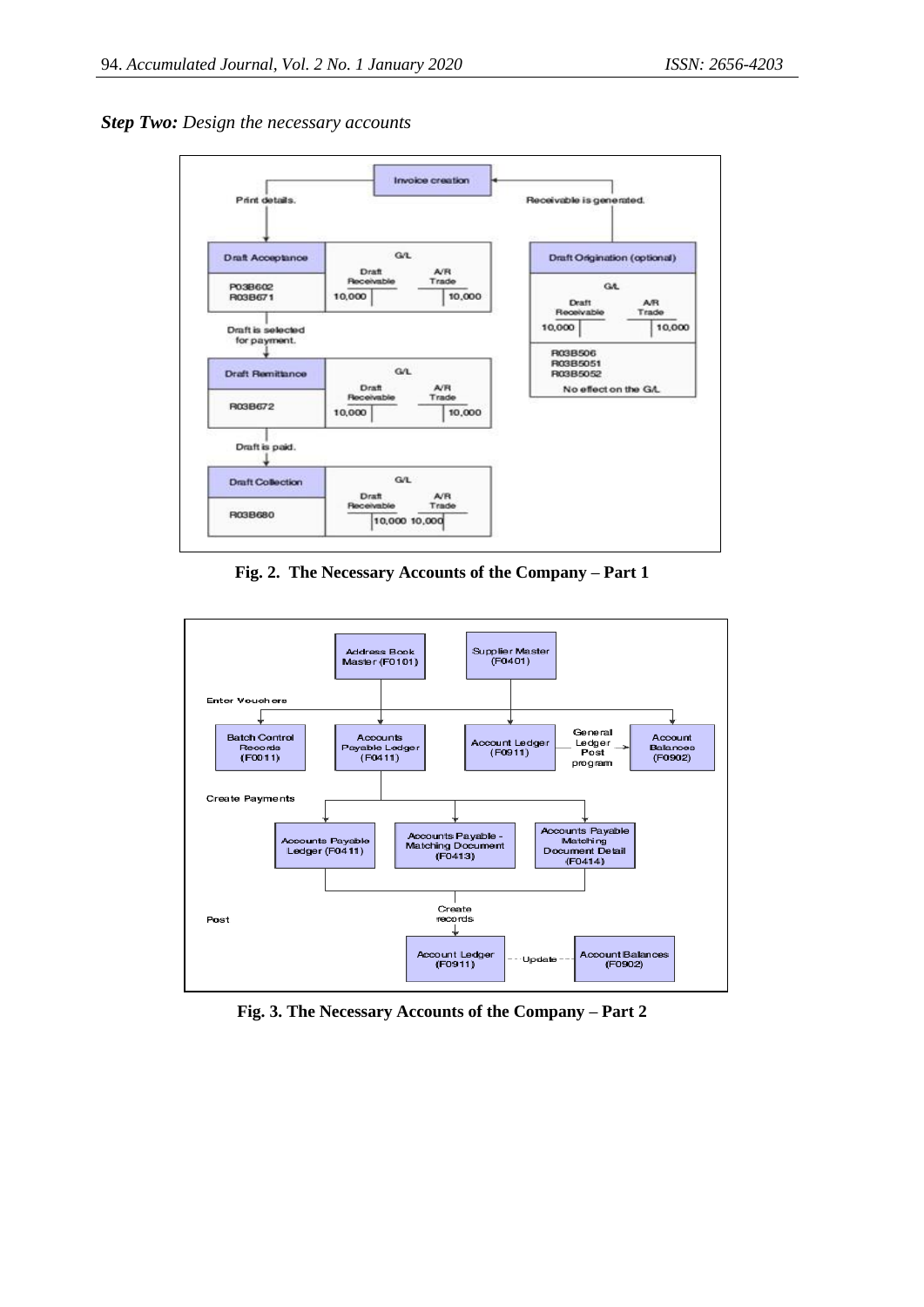***Step Two:*** *Design the necessary accounts*

Invoice creation

Print details.

Receivable is generated.

Draft Acceptance

P03B602
R03B671

G/L

Draft Receivable 10,000

A/R Trade 10,000

Draft is selected for payment.

Draft Remittance

R03B672

G/L

Draft Receivable 10,000

A/R Trade 10,000

Draft is paid.

Draft Collection

R03B680

G/L

Draft Receivable 10,000

A/R Trade 10,000

Draft Origination (optional)

G/L

Draft Receivable 10,000

A/R Trade 10,000

R03B506
R03B5051
R03B5052

No effect on the G/L

**Fig. 2. The Necessary Accounts of the Company – Part 1**

Address Book Master (F0101)

Supplier Master (F0401)

Enter Vouchers

Batch Control Records (F0011)

Accounts Payable Ledger (F0411)

Account Ledger (F0911)

General Ledger Post program

Account Balances (F0902)

Create Payments

Accounts Payable Ledger (F0411)

Accounts Payable - Matching Document (F0413)

Accounts Payable Matching Document Detail (F0414)

Post

Create records

Account Ledger (F0911)

Update

Account Balances (F0902)

**Fig. 3. The Necessary Accounts of the Company – Part 2**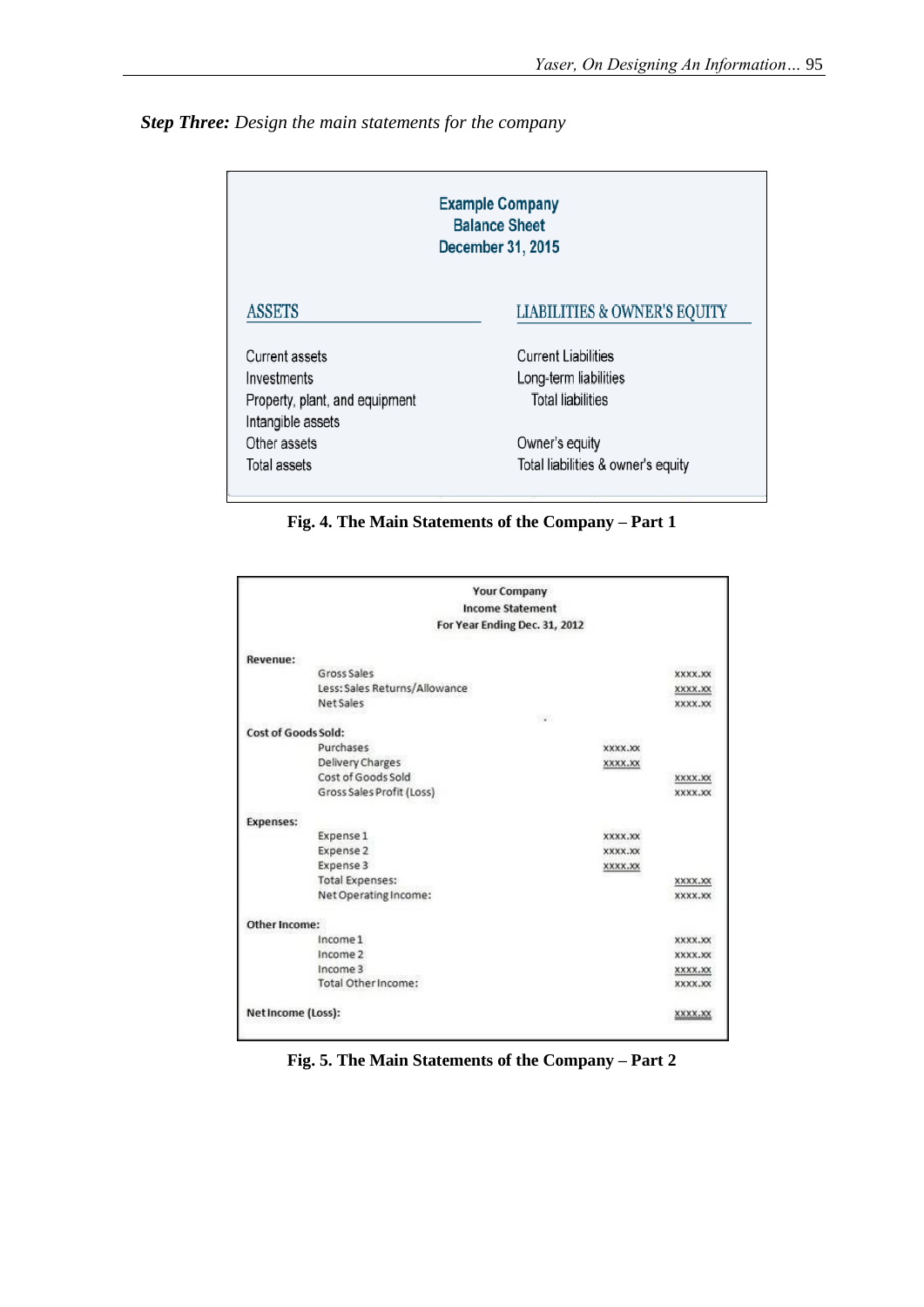***Step Three:*** *Design the main statements for the company*

**Example Company**
**Balance Sheet**
**December 31, 2015**

| ASSETS | LIABILITIES & OWNER'S EQUITY |
|---|---|
| Current assets | Current Liabilities |
| Investments | Long-term liabilities |
| Property, plant, and equipment | Total liabilities |
| Intangible assets | |
| Other assets | Owner's equity |
| Total assets | Total liabilities & owner's equity |

**Fig. 4. The Main Statements of the Company – Part 1**

**Your Company**
**Income Statement**
**For Year Ending Dec. 31, 2012**

| | | | |
|---|---|---|---|
| **Revenue:** | | | |
| | Gross Sales | | xxxx.xx |
| | Less: Sales Returns/Allowance | | xxxx.xx |
| | Net Sales | | xxxx.xx |
| **Cost of Goods Sold:** | | | |
| | Purchases | xxxx.xx | |
| | Delivery Charges | xxxx.xx | |
| | Cost of Goods Sold | | xxxx.xx |
| | Gross Sales Profit (Loss) | | xxxx.xx |
| **Expenses:** | | | |
| | Expense 1 | xxxx.xx | |
| | Expense 2 | xxxx.xx | |
| | Expense 3 | xxxx.xx | |
| | Total Expenses: | | xxxx.xx |
| | Net Operating Income: | | xxxx.xx |
| **Other Income:** | | | |
| | Income 1 | | xxxx.xx |
| | Income 2 | | xxxx.xx |
| | Income 3 | | xxxx.xx |
| | Total Other Income: | | xxxx.xx |
| **Net Income (Loss):** | | | xxxx.xx |

**Fig. 5. The Main Statements of the Company – Part 2**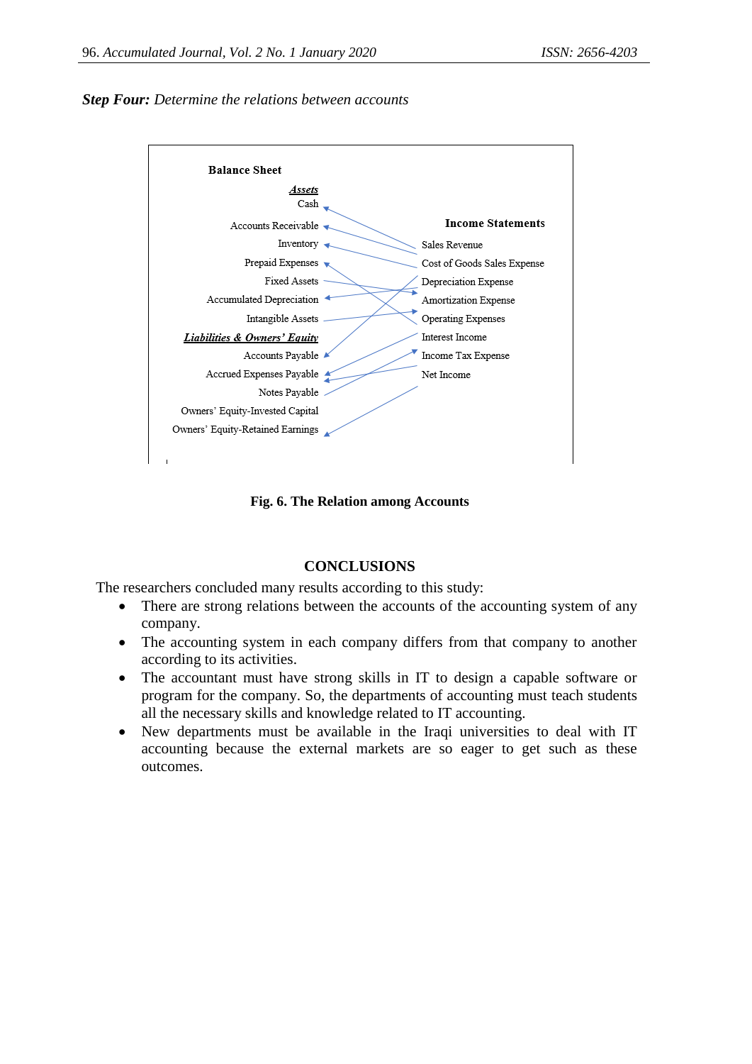***Step Four:*** *Determine the relations between accounts*

**Balance Sheet**

***Assets***

Cash

Accounts Receivable

Inventory

Prepaid Expenses

Fixed Assets

Accumulated Depreciation

Intangible Assets

***Liabilities & Owners' Equity***

Accounts Payable

Accrued Expenses Payable

Notes Payable

Owners' Equity-Invested Capital

Owners' Equity-Retained Earnings

**Income Statements**

Sales Revenue

Cost of Goods Sales Expense

Depreciation Expense

Amortization Expense

Operating Expenses

Interest Income

Income Tax Expense

Net Income

**Fig. 6. The Relation among Accounts**

## CONCLUSIONS

The researchers concluded many results according to this study:

- There are strong relations between the accounts of the accounting system of any company.
- The accounting system in each company differs from that company to another according to its activities.
- The accountant must have strong skills in IT to design a capable software or program for the company. So, the departments of accounting must teach students all the necessary skills and knowledge related to IT accounting.
- New departments must be available in the Iraqi universities to deal with IT accounting because the external markets are so eager to get such as these outcomes.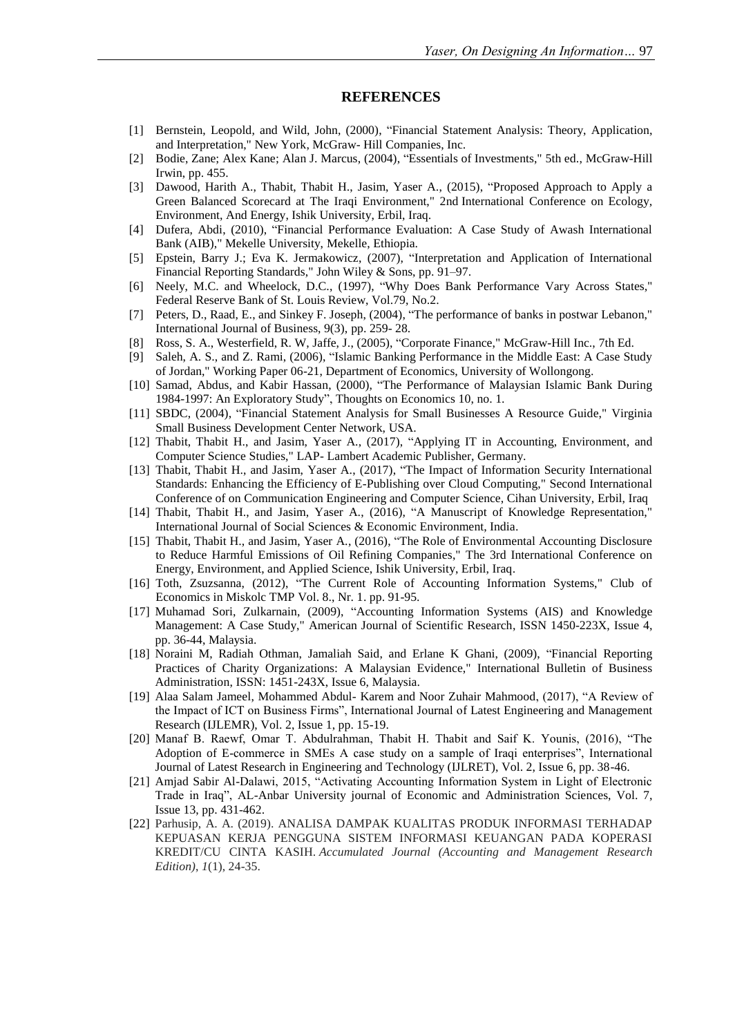## REFERENCES

[1] Bernstein, Leopold, and Wild, John, (2000), "Financial Statement Analysis: Theory, Application, and Interpretation," New York, McGraw- Hill Companies, Inc.

[2] Bodie, Zane; Alex Kane; Alan J. Marcus, (2004), "Essentials of Investments," 5th ed., McGraw-Hill Irwin, pp. 455.

[3] Dawood, Harith A., Thabit, Thabit H., Jasim, Yaser A., (2015), "Proposed Approach to Apply a Green Balanced Scorecard at The Iraqi Environment," 2nd International Conference on Ecology, Environment, And Energy, Ishik University, Erbil, Iraq.

[4] Dufera, Abdi, (2010), "Financial Performance Evaluation: A Case Study of Awash International Bank (AIB)," Mekelle University, Mekelle, Ethiopia.

[5] Epstein, Barry J.; Eva K. Jermakowicz, (2007), "Interpretation and Application of International Financial Reporting Standards," John Wiley & Sons, pp. 91–97.

[6] Neely, M.C. and Wheelock, D.C., (1997), "Why Does Bank Performance Vary Across States," Federal Reserve Bank of St. Louis Review, Vol.79, No.2.

[7] Peters, D., Raad, E., and Sinkey F. Joseph, (2004), "The performance of banks in postwar Lebanon," International Journal of Business, 9(3), pp. 259- 28.

[8] Ross, S. A., Westerfield, R. W, Jaffe, J., (2005), "Corporate Finance," McGraw-Hill Inc., 7th Ed.

[9] Saleh, A. S., and Z. Rami, (2006), "Islamic Banking Performance in the Middle East: A Case Study of Jordan," Working Paper 06-21, Department of Economics, University of Wollongong.

[10] Samad, Abdus, and Kabir Hassan, (2000), "The Performance of Malaysian Islamic Bank During 1984-1997: An Exploratory Study", Thoughts on Economics 10, no. 1.

[11] SBDC, (2004), "Financial Statement Analysis for Small Businesses A Resource Guide," Virginia Small Business Development Center Network, USA.

[12] Thabit, Thabit H., and Jasim, Yaser A., (2017), "Applying IT in Accounting, Environment, and Computer Science Studies," LAP- Lambert Academic Publisher, Germany.

[13] Thabit, Thabit H., and Jasim, Yaser A., (2017), "The Impact of Information Security International Standards: Enhancing the Efficiency of E-Publishing over Cloud Computing," Second International Conference of on Communication Engineering and Computer Science, Cihan University, Erbil, Iraq

[14] Thabit, Thabit H., and Jasim, Yaser A., (2016), "A Manuscript of Knowledge Representation," International Journal of Social Sciences & Economic Environment, India.

[15] Thabit, Thabit H., and Jasim, Yaser A., (2016), "The Role of Environmental Accounting Disclosure to Reduce Harmful Emissions of Oil Refining Companies," The 3rd International Conference on Energy, Environment, and Applied Science, Ishik University, Erbil, Iraq.

[16] Toth, Zsuzsanna, (2012), "The Current Role of Accounting Information Systems," Club of Economics in Miskolc TMP Vol. 8., Nr. 1. pp. 91-95.

[17] Muhamad Sori, Zulkarnain, (2009), "Accounting Information Systems (AIS) and Knowledge Management: A Case Study," American Journal of Scientific Research, ISSN 1450-223X, Issue 4, pp. 36-44, Malaysia.

[18] Noraini M, Radiah Othman, Jamaliah Said, and Erlane K Ghani, (2009), "Financial Reporting Practices of Charity Organizations: A Malaysian Evidence," International Bulletin of Business Administration, ISSN: 1451-243X, Issue 6, Malaysia.

[19] Alaa Salam Jameel, Mohammed Abdul- Karem and Noor Zuhair Mahmood, (2017), "A Review of the Impact of ICT on Business Firms", International Journal of Latest Engineering and Management Research (IJLEMR), Vol. 2, Issue 1, pp. 15-19.

[20] Manaf B. Raewf, Omar T. Abdulrahman, Thabit H. Thabit and Saif K. Younis, (2016), "The Adoption of E-commerce in SMEs A case study on a sample of Iraqi enterprises", International Journal of Latest Research in Engineering and Technology (IJLRET), Vol. 2, Issue 6, pp. 38-46.

[21] Amjad Sabir Al-Dalawi, 2015, "Activating Accounting Information System in Light of Electronic Trade in Iraq", AL-Anbar University journal of Economic and Administration Sciences, Vol. 7, Issue 13, pp. 431-462.

[22] Parhusip, A. A. (2019). ANALISA DAMPAK KUALITAS PRODUK INFORMASI TERHADAP KEPUASAN KERJA PENGGUNA SISTEM INFORMASI KEUANGAN PADA KOPERASI KREDIT/CU CINTA KASIH. *Accumulated Journal (Accounting and Management Research Edition)*, *1*(1), 24-35.